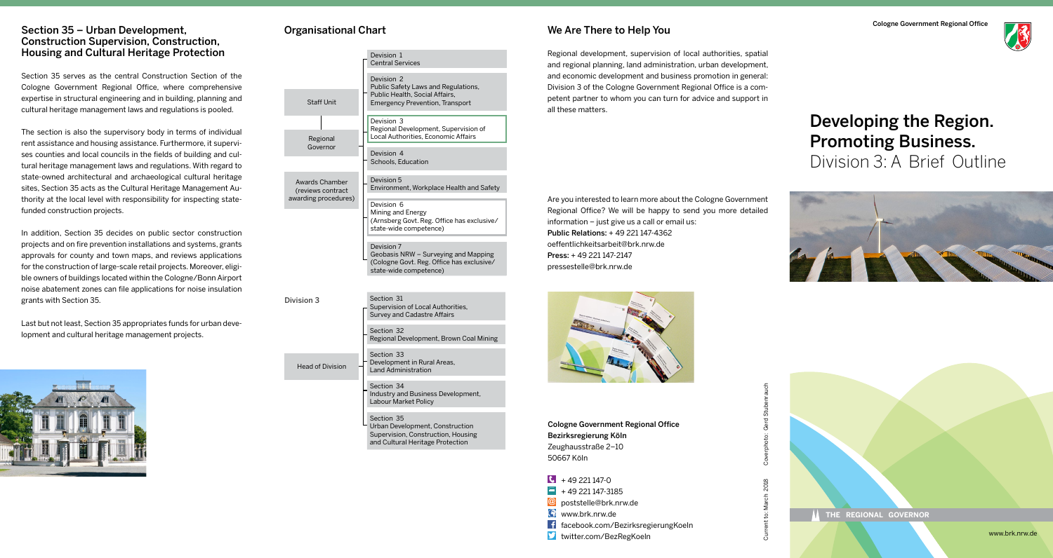## Section 35 – Urban Development, Construction Supervision, Construction, Housing and Cultural Heritage Protection

Section 35 serves as the central Construction Section of the Cologne Government Regional Office, where comprehensive expertise in structural engineering and in building, planning and cultural heritage management laws and regulations is pooled.

The section is also the supervisory body in terms of individual rent assistance and housing assistance. Furthermore, it supervises counties and local councils in the fields of building and cultural heritage management laws and regulations. With regard to state-owned architectural and archaeological cultural heritage sites, Section 35 acts as the Cultural Heritage Management Authority at the local level with responsibility for inspecting state-funded construction projects.

In addition, Section 35 decides on public sector construction projects and on fire prevention installations and systems, grants approvals for county and town maps, and reviews applications for the construction of large-scale retail projects. Moreover, eligible owners of buildings located within the Cologne/Bonn Airport noise abatement zones can file applications for noise insulation grants with Section 35.

Last but not least, Section 35 appropriates funds for urban development and cultural heritage management projects.

## Organisational Chart

- Staff Unit
- Regional Governor
- Awards Chamber (reviews contract awarding procedures)

- Devision 1 – Central Services
- Devision 2 – Public Safety Laws and Regulations, Public Health, Social Affairs, Emergency Prevention, Transport
- Devision 3 – Regional Development, Supervision of Local Authorities, Economic Affairs
- Devision 4 – Schools, Education
- Devision 5 – Environment, Workplace Health and Safety
- Devision 6 – Mining and Energy (Arnsberg Govt. Reg. Office has exclusive/ state-wide competence)
- Devision 7 – Geobasis NRW – Surveying and Mapping (Cologne Govt. Reg. Office has exclusive/ state-wide competence)

**Division 3**

Head of Division

- Section 31 – Supervision of Local Authorities, Survey and Cadastre Affairs
- Section 32 – Regional Development, Brown Coal Mining
- Section 33 – Development in Rural Areas, Land Administration
- Section 34 – Industry and Business Development, Labour Market Policy
- Section 35 – Urban Development, Construction Supervision, Construction, Housing and Cultural Heritage Protection

## We Are There to Help You

Regional development, supervision of local authorities, spatial and regional planning, land administration, urban development, and economic development and business promotion in general: Division 3 of the Cologne Government Regional Office is a competent partner to whom you can turn for advice and support in all these matters.

Are you interested to learn more about the Cologne Government Regional Office? We will be happy to send you more detailed information – just give us a call or email us:

**Public Relations:** + 49 221 147-4362
oeffentlichkeitsarbeit@brk.nrw.de
**Press:** + 49 221 147-2147
pressestelle@brk.nrw.de

**Cologne Government Regional Office**
**Bezirksregierung Köln**
Zeughausstraße 2–10
50667 Köln

- + 49 221 147-0
- + 49 221 147-3185
- poststelle@brk.nrw.de
- www.brk.nrw.de
- facebook.com/BezirksregierungKoeln
- twitter.com/BezRegKoeln

Current to: March 2018 Coverphoto: Gerd Stubenrauch

Cologne Government Regional Office

# Developing the Region. Promoting Business.

## Division 3: A Brief Outline

THE REGIONAL GOVERNOR

www.brk.nrw.de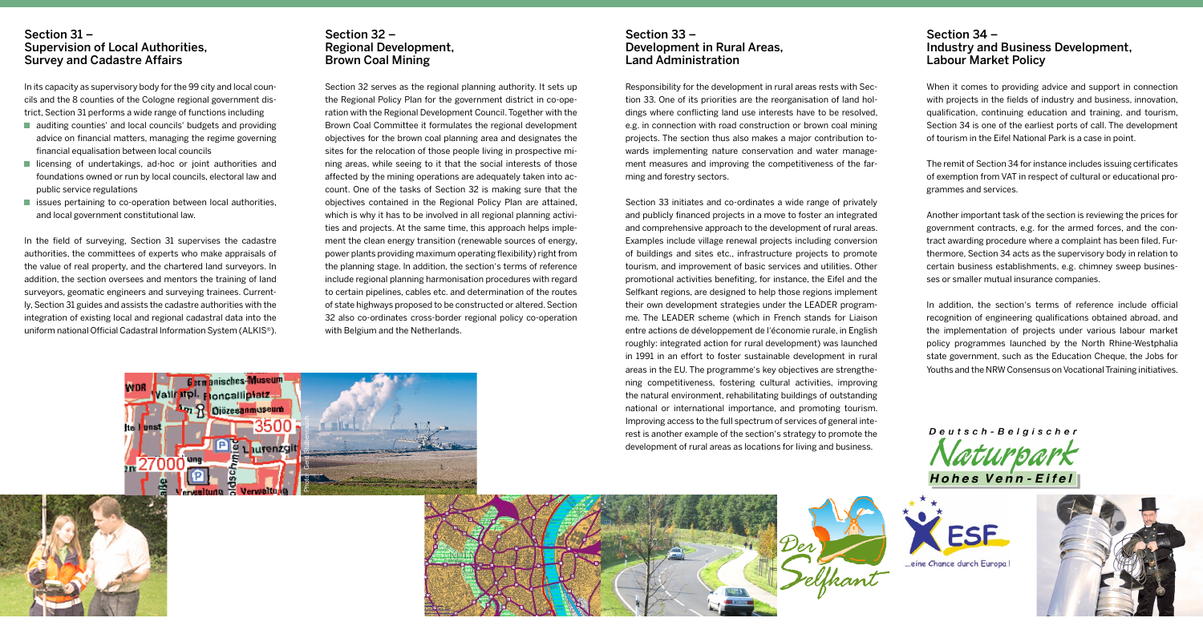## Section 31 – Supervision of Local Authorities, Survey and Cadastre Affairs

In its capacity as supervisory body for the 99 city and local councils and the 8 counties of the Cologne regional government district, Section 31 performs a wide range of functions including

- auditing counties' and local councils' budgets and providing advice on financial matters, managing the regime governing financial equalisation between local councils
- licensing of undertakings, ad-hoc or joint authorities and foundations owned or run by local councils, electoral law and public service regulations
- issues pertaining to co-operation between local authorities, and local government constitutional law.

In the field of surveying, Section 31 supervises the cadastre authorities, the committees of experts who make appraisals of the value of real property, and the chartered land surveyors. In addition, the section oversees and mentors the training of land surveyors, geomatic engineers and surveying trainees. Currently, Section 31 guides and assists the cadastre authorities with the integration of existing local and regional cadastral data into the uniform national Official Cadastral Information System (ALKIS®).

## Section 32 – Regional Development, Brown Coal Mining

Section 32 serves as the regional planning authority. It sets up the Regional Policy Plan for the government district in co-operation with the Regional Development Council. Together with the Brown Coal Committee it formulates the regional development objectives for the brown coal planning area and designates the sites for the relocation of those people living in prospective mining areas, while seeing to it that the social interests of those affected by the mining operations are adequately taken into account. One of the tasks of Section 32 is making sure that the objectives contained in the Regional Policy Plan are attained, which is why it has to be involved in all regional planning activities and projects. At the same time, this approach helps implement the clean energy transition (renewable sources of energy, power plants providing maximum operating flexibility) right from the planning stage. In addition, the section's terms of reference include regional planning harmonisation procedures with regard to certain pipelines, cables etc. and determination of the routes of state highways proposed to be constructed or altered. Section 32 also co-ordinates cross-border regional policy co-operation with Belgium and the Netherlands.

## Section 33 – Development in Rural Areas, Land Administration

Responsibility for the development in rural areas rests with Section 33. One of its priorities are the reorganisation of land holdings where conflicting land use interests have to be resolved, e.g. in connection with road construction or brown coal mining projects. The section thus also makes a major contribution towards implementing nature conservation and water management measures and improving the competitiveness of the farming and forestry sectors.

Section 33 initiates and co-ordinates a wide range of privately and publicly financed projects in a move to foster an integrated and comprehensive approach to the development of rural areas. Examples include village renewal projects including conversion of buildings and sites etc., infrastructure projects to promote tourism, and improvement of basic services and utilities. Other promotional activities benefiting, for instance, the Eifel and the Selfkant regions, are designed to help those regions implement their own development strategies under the LEADER programme. The LEADER scheme (which in French stands for Liaison entre actions de développement de l'économie rurale, in English roughly: integrated action for rural development) was launched in 1991 in an effort to foster sustainable development in rural areas in the EU. The programme's key objectives are strengthening competitiveness, fostering cultural activities, improving the natural environment, rehabilitating buildings of outstanding national or international importance, and promoting tourism. Improving access to the full spectrum of services of general interest is another example of the section's strategy to promote the development of rural areas as locations for living and business.

## Section 34 – Industry and Business Development, Labour Market Policy

When it comes to providing advice and support in connection with projects in the fields of industry and business, innovation, qualification, continuing education and training, and tourism, Section 34 is one of the earliest ports of call. The development of tourism in the Eifel National Park is a case in point.

The remit of Section 34 for instance includes issuing certificates of exemption from VAT in respect of cultural or educational programmes and services.

Another important task of the section is reviewing the prices for government contracts, e.g. for the armed forces, and the contract awarding procedure where a complaint has been filed. Furthermore, Section 34 acts as the supervisory body in relation to certain business establishments, e.g. chimney sweep businesses or smaller mutual insurance companies.

In addition, the section's terms of reference include official recognition of engineering qualifications obtained abroad, and the implementation of projects under various labour market policy programmes launched by the North Rhine-Westphalia state government, such as the Education Cheque, the Jobs for Youths and the NRW Consensus on Vocational Training initiatives.

Deutsch-Belgischer Naturpark Hohes Venn-Eifel

Der Selfkant

ESF ...eine Chance durch Europa!